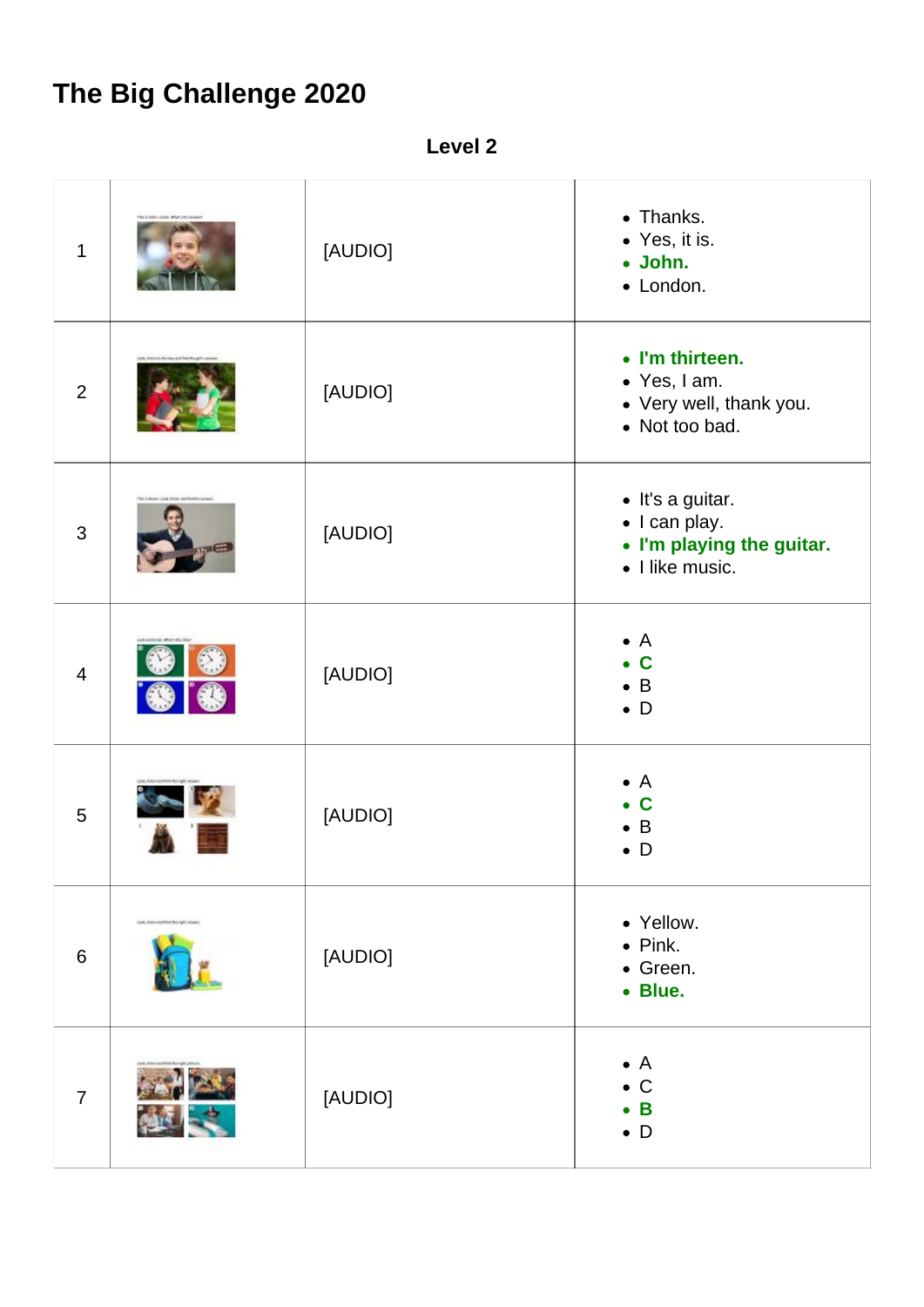# The Big Challenge 2020

**Level 2**

| | | | |
|---|---|---|---|
| 1 | | [AUDIO] | <ul><li>Thanks.</li><li>Yes, it is.</li><li>**John.**</li><li>London.</li></ul> |
| 2 | | [AUDIO] | <ul><li>**I'm thirteen.**</li><li>Yes, I am.</li><li>Very well, thank you.</li><li>Not too bad.</li></ul> |
| 3 | | [AUDIO] | <ul><li>It's a guitar.</li><li>I can play.</li><li>**I'm playing the guitar.**</li><li>I like music.</li></ul> |
| 4 | | [AUDIO] | <ul><li>A</li><li>**C**</li><li>B</li><li>D</li></ul> |
| 5 | | [AUDIO] | <ul><li>A</li><li>**C**</li><li>B</li><li>D</li></ul> |
| 6 | | [AUDIO] | <ul><li>Yellow.</li><li>Pink.</li><li>Green.</li><li>**Blue.**</li></ul> |
| 7 | | [AUDIO] | <ul><li>A</li><li>C</li><li>**B**</li><li>D</li></ul> |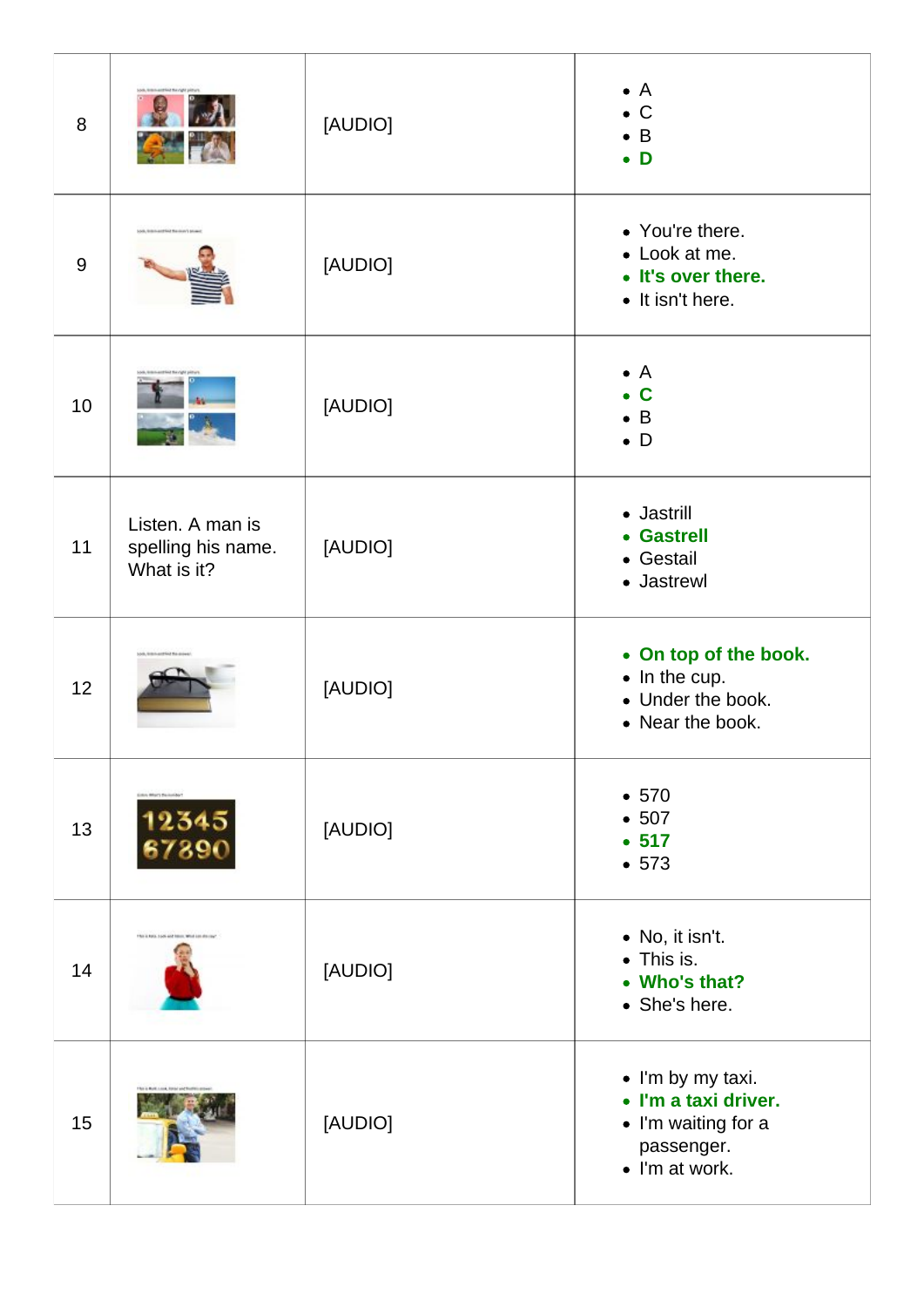| | | | |
|---|---|---|---|
| 8 | | [AUDIO] | • A<br>• C<br>• B<br>• **D** |
| 9 | | [AUDIO] | • You're there.<br>• Look at me.<br>• **It's over there.**<br>• It isn't here. |
| 10 | | [AUDIO] | • A<br>• **C**<br>• B<br>• D |
| 11 | Listen. A man is spelling his name. What is it? | [AUDIO] | • Jastrill<br>• **Gastrell**<br>• Gestail<br>• Jastrewl |
| 12 | | [AUDIO] | • **On top of the book.**<br>• In the cup.<br>• Under the book.<br>• Near the book. |
| 13 | | [AUDIO] | • 570<br>• 507<br>• **517**<br>• 573 |
| 14 | | [AUDIO] | • No, it isn't.<br>• This is.<br>• **Who's that?**<br>• She's here. |
| 15 | | [AUDIO] | • I'm by my taxi.<br>• **I'm a taxi driver.**<br>• I'm waiting for a passenger.<br>• I'm at work. |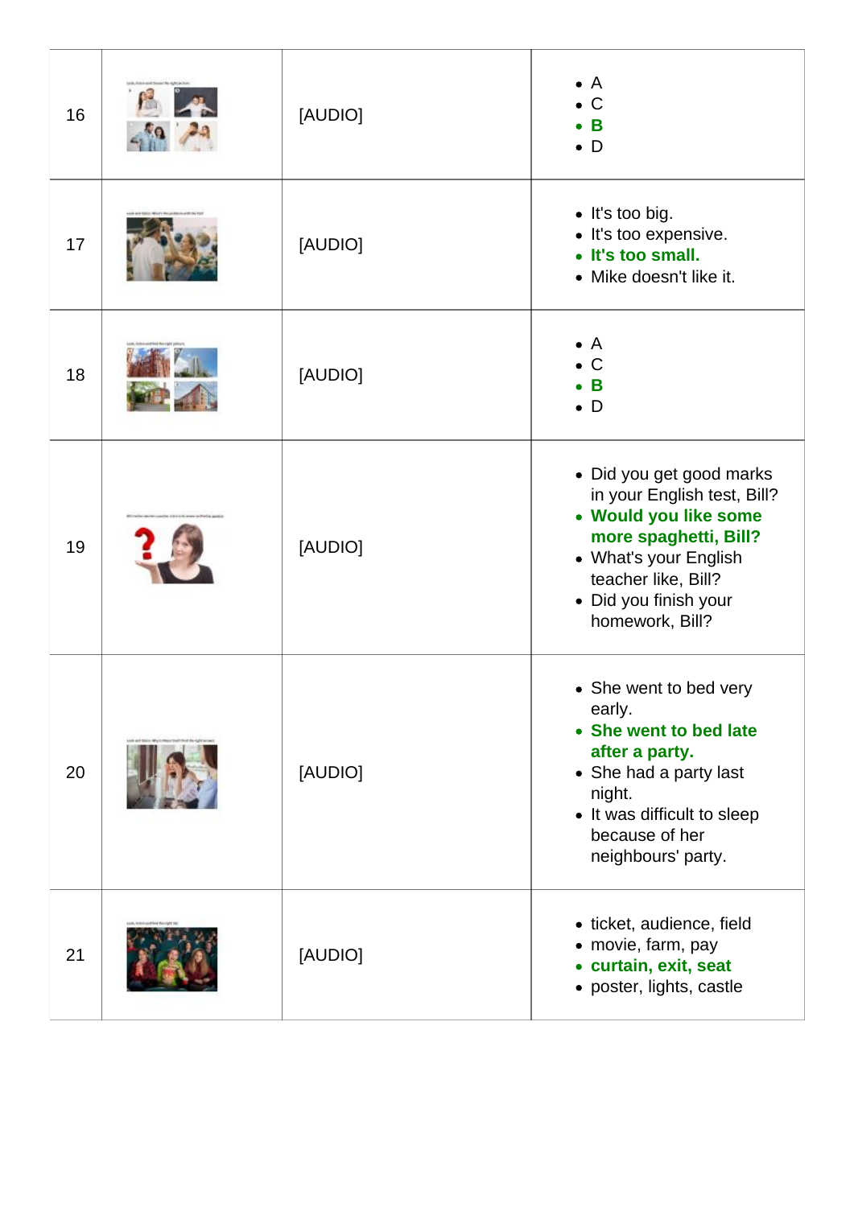| | | | |
|---|---|---|---|
| 16 | | [AUDIO] | • A<br>• C<br>• **B**<br>• D |
| 17 | | [AUDIO] | • It's too big.<br>• It's too expensive.<br>• **It's too small.**<br>• Mike doesn't like it. |
| 18 | | [AUDIO] | • A<br>• C<br>• **B**<br>• D |
| 19 | | [AUDIO] | • Did you get good marks in your English test, Bill?<br>• **Would you like some more spaghetti, Bill?**<br>• What's your English teacher like, Bill?<br>• Did you finish your homework, Bill? |
| 20 | | [AUDIO] | • She went to bed very early.<br>• **She went to bed late after a party.**<br>• She had a party last night.<br>• It was difficult to sleep because of her neighbours' party. |
| 21 | | [AUDIO] | • ticket, audience, field<br>• movie, farm, pay<br>• **curtain, exit, seat**<br>• poster, lights, castle |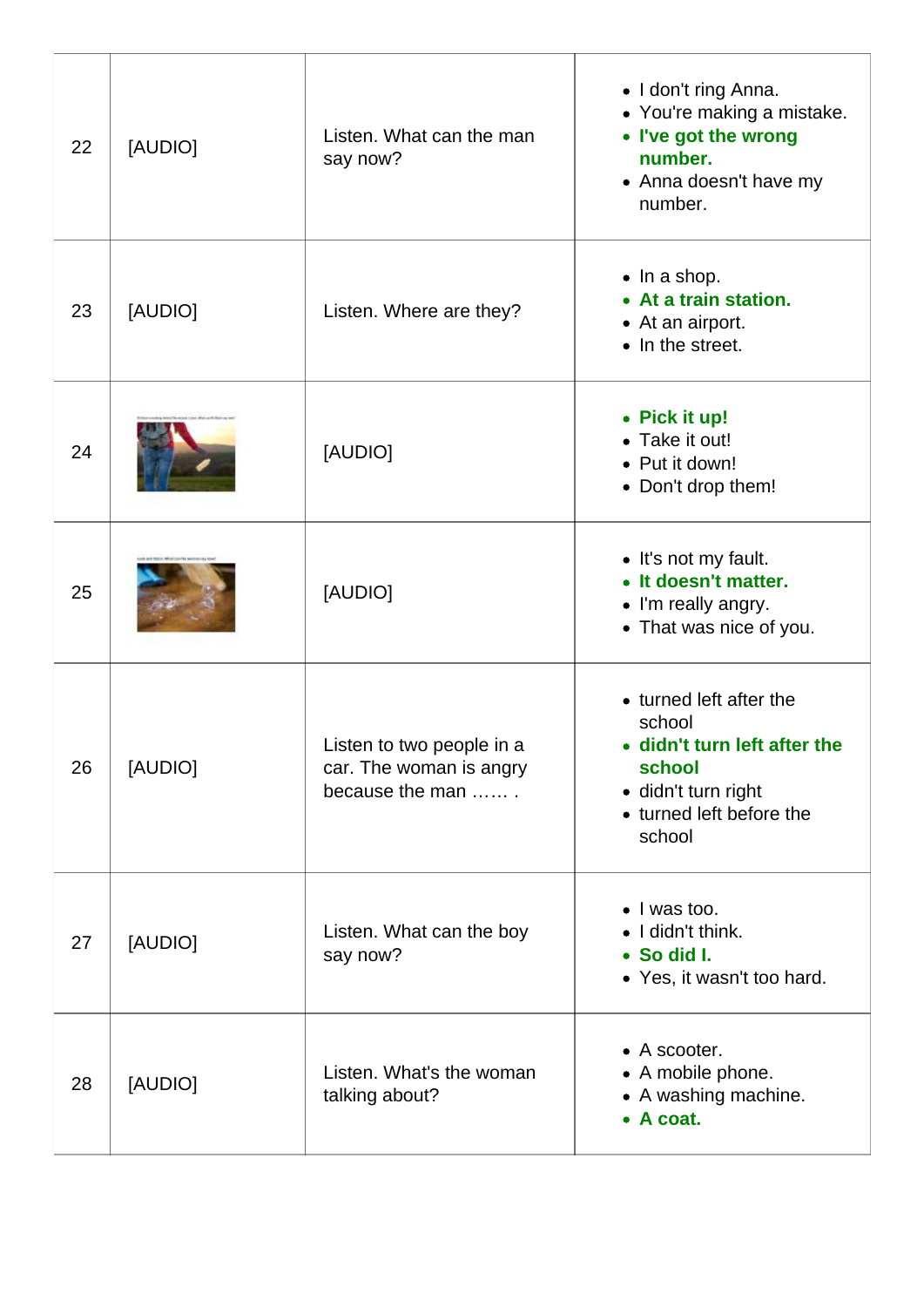| | | | |
|---|---|---|---|
| 22 | [AUDIO] | Listen. What can the man say now? | • I don't ring Anna.<br>• You're making a mistake.<br>• **I've got the wrong number.**<br>• Anna doesn't have my number. |
| 23 | [AUDIO] | Listen. Where are they? | • In a shop.<br>• **At a train station.**<br>• At an airport.<br>• In the street. |
| 24 | | [AUDIO] | • **Pick it up!**<br>• Take it out!<br>• Put it down!<br>• Don't drop them! |
| 25 | | [AUDIO] | • It's not my fault.<br>• **It doesn't matter.**<br>• I'm really angry.<br>• That was nice of you. |
| 26 | [AUDIO] | Listen to two people in a car. The woman is angry because the man …… . | • turned left after the school<br>• **didn't turn left after the school**<br>• didn't turn right<br>• turned left before the school |
| 27 | [AUDIO] | Listen. What can the boy say now? | • I was too.<br>• I didn't think.<br>• **So did I.**<br>• Yes, it wasn't too hard. |
| 28 | [AUDIO] | Listen. What's the woman talking about? | • A scooter.<br>• A mobile phone.<br>• A washing machine.<br>• **A coat.** |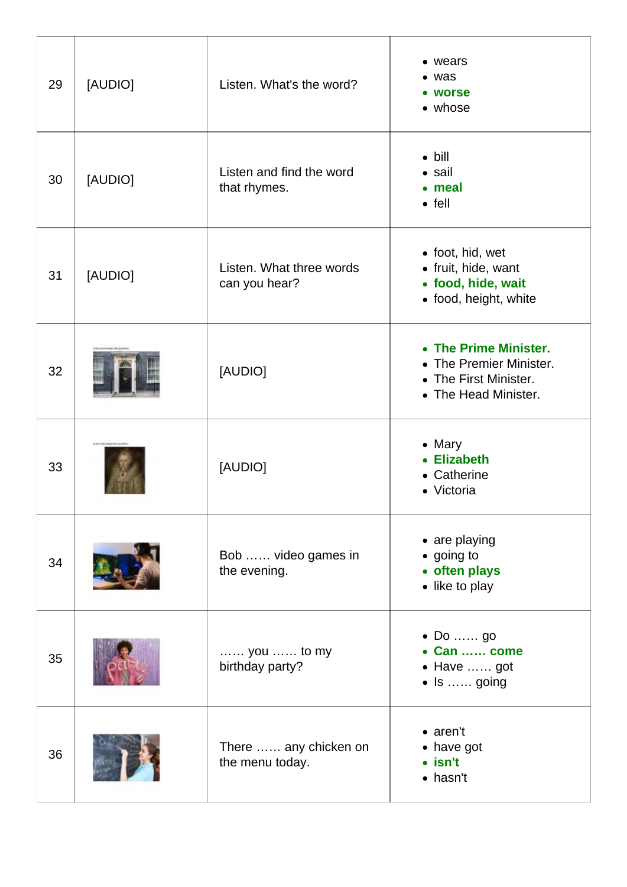| | | | |
|---|---|---|---|
| 29 | [AUDIO] | Listen. What's the word? | • wears<br>• was<br>• **worse**<br>• whose |
| 30 | [AUDIO] | Listen and find the word that rhymes. | • bill<br>• sail<br>• **meal**<br>• fell |
| 31 | [AUDIO] | Listen. What three words can you hear? | • foot, hid, wet<br>• fruit, hide, want<br>• **food, hide, wait**<br>• food, height, white |
| 32 | | [AUDIO] | • **The Prime Minister.**<br>• The Premier Minister.<br>• The First Minister.<br>• The Head Minister. |
| 33 | | [AUDIO] | • Mary<br>• **Elizabeth**<br>• Catherine<br>• Victoria |
| 34 | | Bob …… video games in the evening. | • are playing<br>• going to<br>• **often plays**<br>• like to play |
| 35 | | …… you …… to my birthday party? | • Do …… go<br>• **Can …… come**<br>• Have …… got<br>• Is …… going |
| 36 | | There …… any chicken on the menu today. | • aren't<br>• have got<br>• **isn't**<br>• hasn't |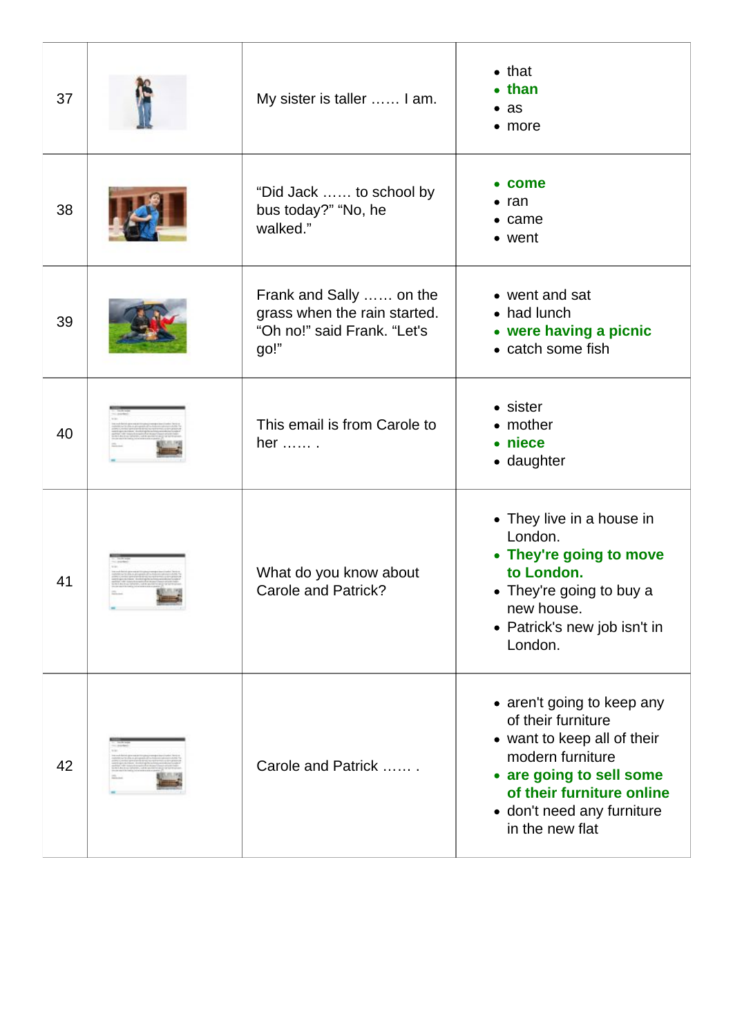| | | | |
|---|---|---|---|
| 37 | | My sister is taller …… I am. | • that<br>• **than**<br>• as<br>• more |
| 38 | | "Did Jack …… to school by bus today?" "No, he walked." | • **come**<br>• ran<br>• came<br>• went |
| 39 | | Frank and Sally …… on the grass when the rain started. "Oh no!" said Frank. "Let's go!" | • went and sat<br>• had lunch<br>• **were having a picnic**<br>• catch some fish |
| 40 | | This email is from Carole to her …… . | • sister<br>• mother<br>• **niece**<br>• daughter |
| 41 | | What do you know about Carole and Patrick? | • They live in a house in London.<br>• **They're going to move to London.**<br>• They're going to buy a new house.<br>• Patrick's new job isn't in London. |
| 42 | | Carole and Patrick …… . | • aren't going to keep any of their furniture<br>• want to keep all of their modern furniture<br>• **are going to sell some of their furniture online**<br>• don't need any furniture in the new flat |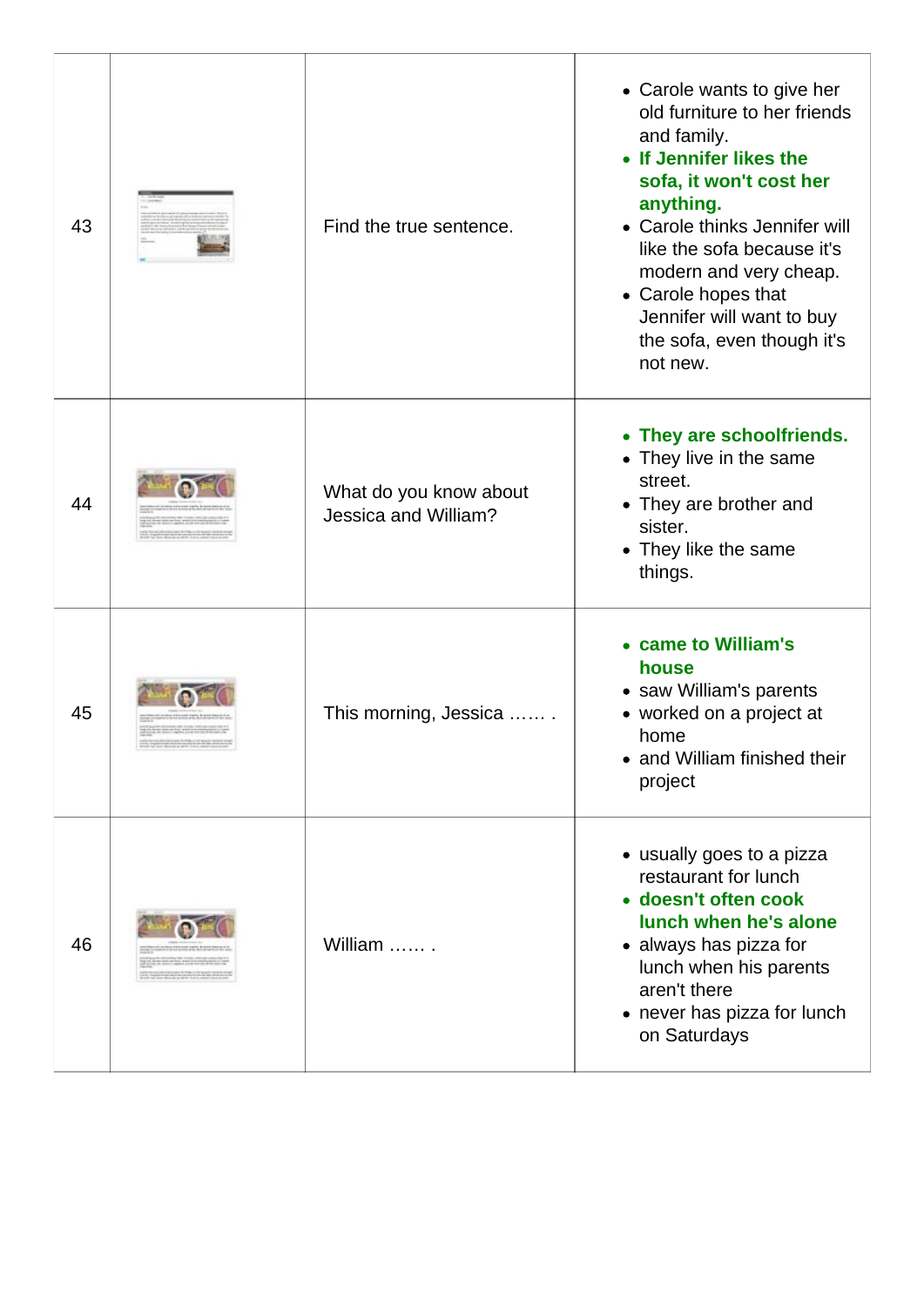| | | | |
|---|---|---|---|
| 43 | | Find the true sentence. | • Carole wants to give her old furniture to her friends and family.<br>• **If Jennifer likes the sofa, it won't cost her anything.**<br>• Carole thinks Jennifer will like the sofa because it's modern and very cheap.<br>• Carole hopes that Jennifer will want to buy the sofa, even though it's not new. |
| 44 | | What do you know about Jessica and William? | • **They are schoolfriends.**<br>• They live in the same street.<br>• They are brother and sister.<br>• They like the same things. |
| 45 | | This morning, Jessica …… . | • **came to William's house**<br>• saw William's parents<br>• worked on a project at home<br>• and William finished their project |
| 46 | | William …… . | • usually goes to a pizza restaurant for lunch<br>• **doesn't often cook lunch when he's alone**<br>• always has pizza for lunch when his parents aren't there<br>• never has pizza for lunch on Saturdays |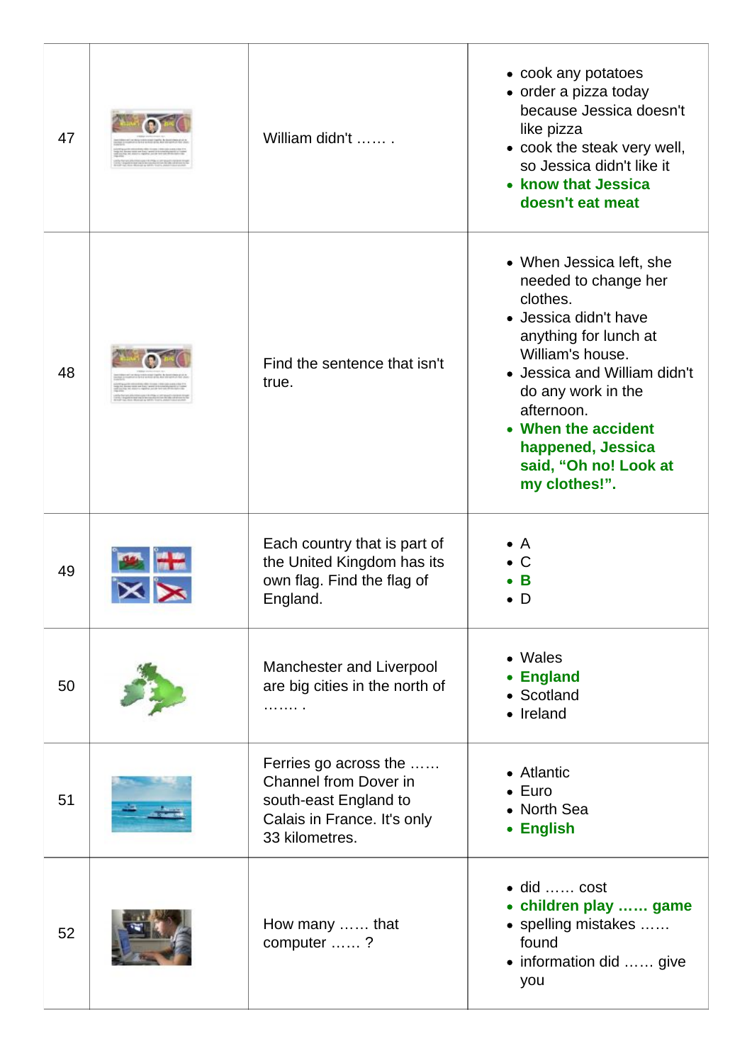| | | | |
|---|---|---|---|
| 47 | | William didn't …… . | • cook any potatoes<br>• order a pizza today because Jessica doesn't like pizza<br>• cook the steak very well, so Jessica didn't like it<br>• **know that Jessica doesn't eat meat** |
| 48 | | Find the sentence that isn't true. | • When Jessica left, she needed to change her clothes.<br>• Jessica didn't have anything for lunch at William's house.<br>• Jessica and William didn't do any work in the afternoon.<br>• **When the accident happened, Jessica said, "Oh no! Look at my clothes!".** |
| 49 | | Each country that is part of the United Kingdom has its own flag. Find the flag of England. | • A<br>• C<br>• **B**<br>• D |
| 50 | | Manchester and Liverpool are big cities in the north of ……. . | • Wales<br>• **England**<br>• Scotland<br>• Ireland |
| 51 | | Ferries go across the …… Channel from Dover in south-east England to Calais in France. It's only 33 kilometres. | • Atlantic<br>• Euro<br>• North Sea<br>• **English** |
| 52 | | How many …… that computer …… ? | • did …… cost<br>• **children play …… game**<br>• spelling mistakes …… found<br>• information did …… give you |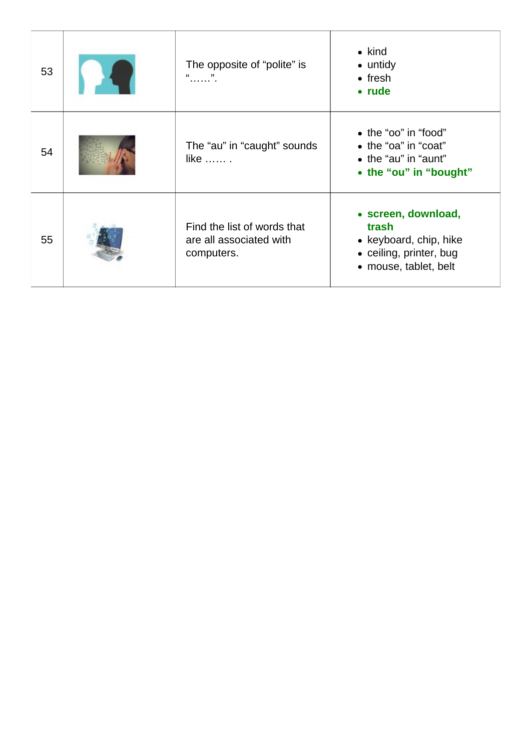| | | | |
|---|---|---|---|
| 53 | | The opposite of “polite” is “……”. | • kind<br>• untidy<br>• fresh<br>• **rude** |
| 54 | | The “au” in “caught” sounds like …… . | • the “oo” in “food”<br>• the “oa” in “coat”<br>• the “au” in “aunt”<br>• **the “ou” in “bought”** |
| 55 | | Find the list of words that are all associated with computers. | • **screen, download, trash**<br>• keyboard, chip, hike<br>• ceiling, printer, bug<br>• mouse, tablet, belt |